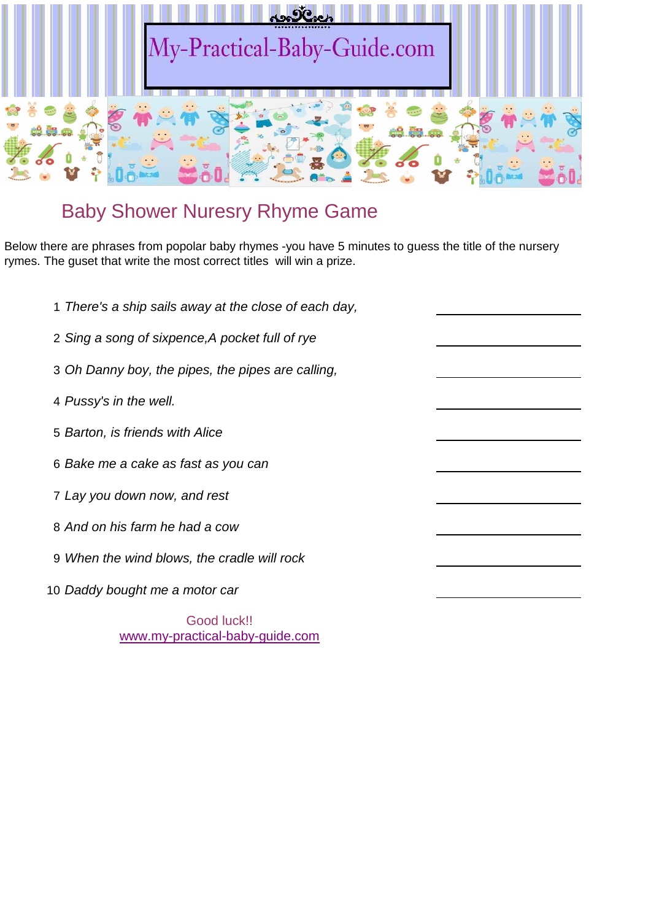My-Practical-Baby-Guide.com

## Baby Shower Nuresry Rhyme Game

Below there are phrases from popolar baby rhymes -you have 5 minutes to guess the title of the nursery rymes. The guset that write the most correct titles will win a prize.

1. *There's a ship sails away at the close of each day,* ____________
2. *Sing a song of sixpence,A pocket full of rye* ____________
3. *Oh Danny boy, the pipes, the pipes are calling,* ____________
4. *Pussy's in the well.* ____________
5. *Barton, is friends with Alice* ____________
6. *Bake me a cake as fast as you can* ____________
7. *Lay you down now, and rest* ____________
8. *And on his farm he had a cow* ____________
9. *When the wind blows, the cradle will rock* ____________
10. *Daddy bought me a motor car* ____________

Good luck!!
www.my-practical-baby-guide.com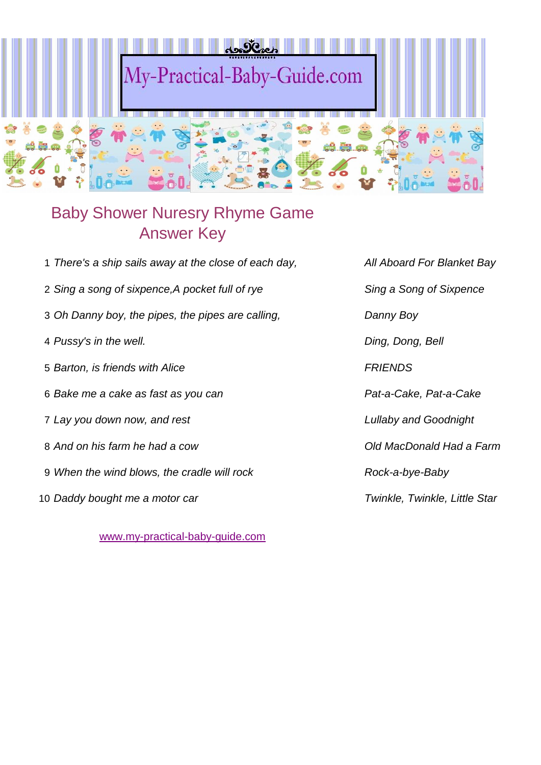My-Practical-Baby-Guide.com

## Baby Shower Nuresry Rhyme Game Answer Key

| | | |
|---|---|---|
| 1 | *There's a ship sails away at the close of each day,* | *All Aboard For Blanket Bay* |
| 2 | *Sing a song of sixpence,A pocket full of rye* | *Sing a Song of Sixpence* |
| 3 | *Oh Danny boy, the pipes, the pipes are calling,* | *Danny Boy* |
| 4 | *Pussy's in the well.* | *Ding, Dong, Bell* |
| 5 | *Barton, is friends with Alice* | *FRIENDS* |
| 6 | *Bake me a cake as fast as you can* | *Pat-a-Cake, Pat-a-Cake* |
| 7 | *Lay you down now, and rest* | *Lullaby and Goodnight* |
| 8 | *And on his farm he had a cow* | *Old MacDonald Had a Farm* |
| 9 | *When the wind blows, the cradle will rock* | *Rock-a-bye-Baby* |
| 10 | *Daddy bought me a motor car* | *Twinkle, Twinkle, Little Star* |

www.my-practical-baby-guide.com